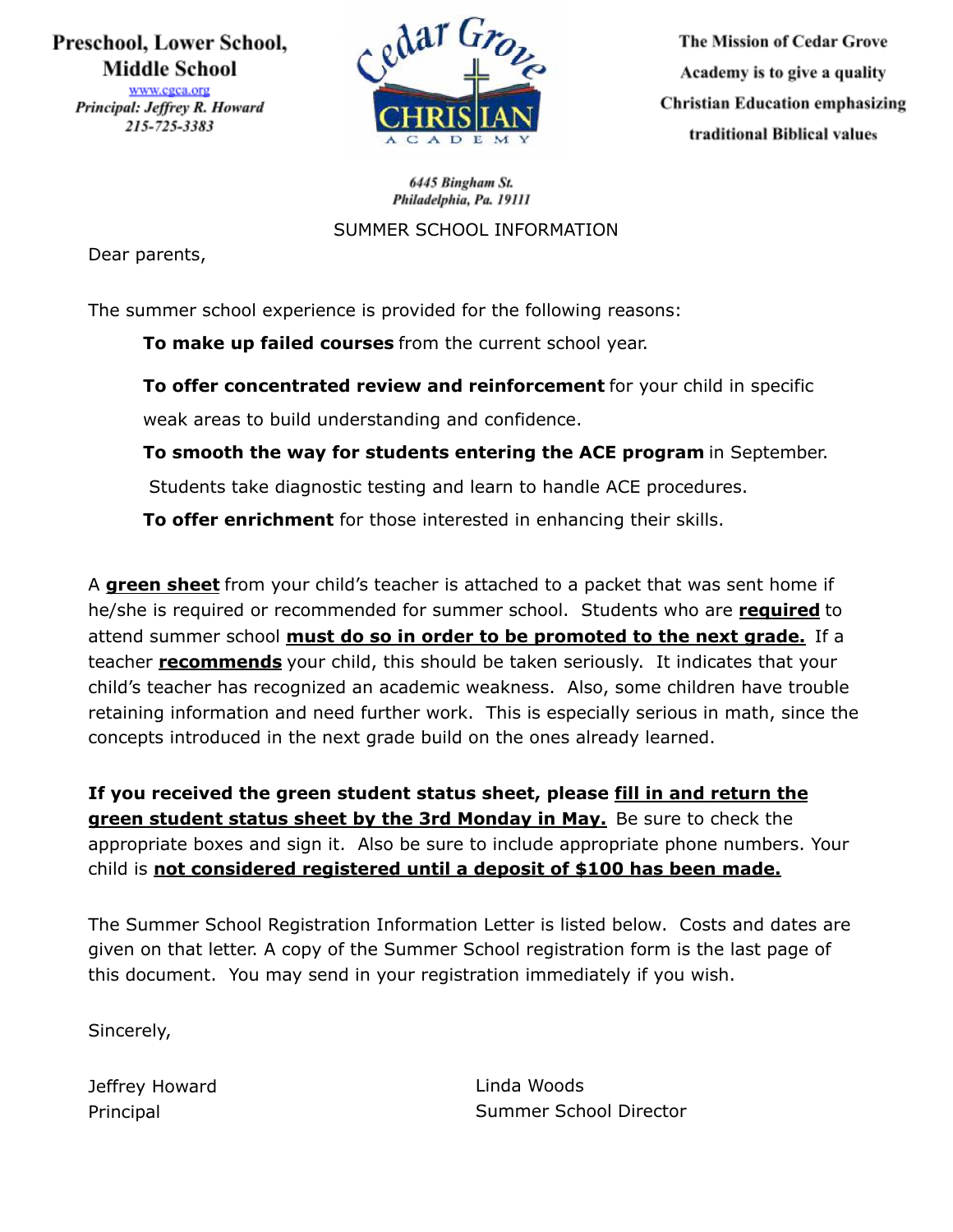**Preschool, Lower School, Middle School**
www.cgca.org
*Principal: Jeffrey R. Howard*
*215-725-3383*

Cedar Grove CHRISTIAN ACADEMY

**The Mission of Cedar Grove Academy is to give a quality Christian Education emphasizing traditional Biblical values**

*6445 Bingham St.*
*Philadelphia, Pa. 19111*

SUMMER SCHOOL INFORMATION

Dear parents,

The summer school experience is provided for the following reasons:

> **To make up failed courses** from the current school year.
>
> **To offer concentrated review and reinforcement** for your child in specific weak areas to build understanding and confidence.
>
> **To smooth the way for students entering the ACE program** in September. Students take diagnostic testing and learn to handle ACE procedures.
>
> **To offer enrichment** for those interested in enhancing their skills.

A **green sheet** from your child's teacher is attached to a packet that was sent home if he/she is required or recommended for summer school. Students who are **required** to attend summer school **must do so in order to be promoted to the next grade.** If a teacher **recommends** your child, this should be taken seriously. It indicates that your child's teacher has recognized an academic weakness. Also, some children have trouble retaining information and need further work. This is especially serious in math, since the concepts introduced in the next grade build on the ones already learned.

**If you received the green student status sheet, please fill in and return the green student status sheet by the 3rd Monday in May.** Be sure to check the appropriate boxes and sign it. Also be sure to include appropriate phone numbers. Your child is **not considered registered until a deposit of $100 has been made.**

The Summer School Registration Information Letter is listed below. Costs and dates are given on that letter. A copy of the Summer School registration form is the last page of this document. You may send in your registration immediately if you wish.

Sincerely,

Jeffrey Howard
Principal

Linda Woods
Summer School Director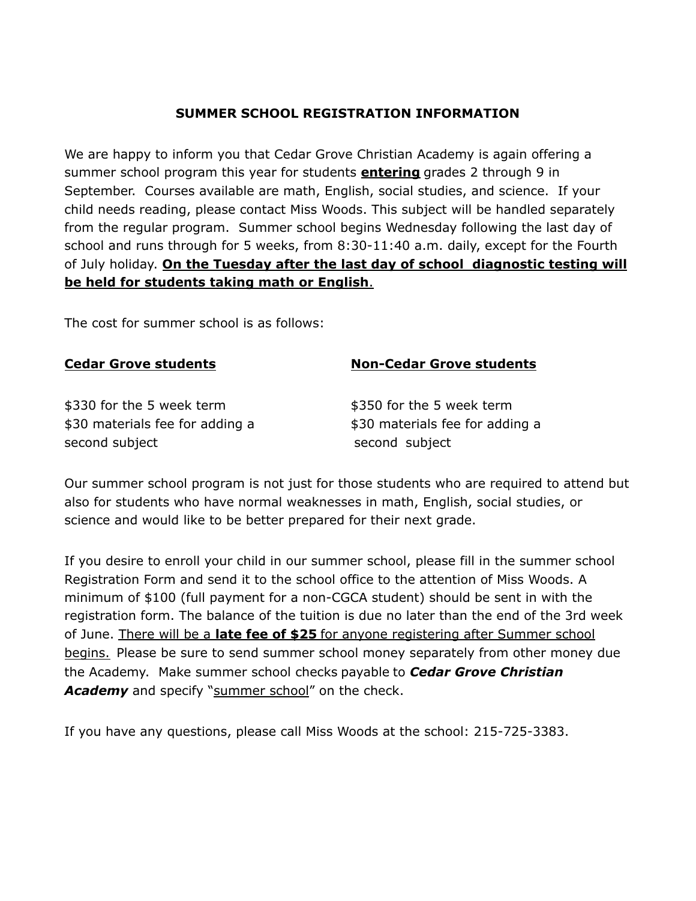## SUMMER SCHOOL REGISTRATION INFORMATION

We are happy to inform you that Cedar Grove Christian Academy is again offering a summer school program this year for students **entering** grades 2 through 9 in September. Courses available are math, English, social studies, and science. If your child needs reading, please contact Miss Woods. This subject will be handled separately from the regular program. Summer school begins Wednesday following the last day of school and runs through for 5 weeks, from 8:30-11:40 a.m. daily, except for the Fourth of July holiday. **On the Tuesday after the last day of school diagnostic testing will be held for students taking math or English**.

The cost for summer school is as follows:

| **Cedar Grove students** | **Non-Cedar Grove students** |
| --- | --- |
| $330 for the 5 week term | $350 for the 5 week term |
| $30 materials fee for adding a second subject | $30 materials fee for adding a second subject |

Our summer school program is not just for those students who are required to attend but also for students who have normal weaknesses in math, English, social studies, or science and would like to be better prepared for their next grade.

If you desire to enroll your child in our summer school, please fill in the summer school Registration Form and send it to the school office to the attention of Miss Woods. A minimum of $100 (full payment for a non-CGCA student) should be sent in with the registration form. The balance of the tuition is due no later than the end of the 3rd week of June. There will be a **late fee of $25** for anyone registering after Summer school begins. Please be sure to send summer school money separately from other money due the Academy. Make summer school checks payable to ***Cedar Grove Christian Academy*** and specify "summer school" on the check.

If you have any questions, please call Miss Woods at the school: 215-725-3383.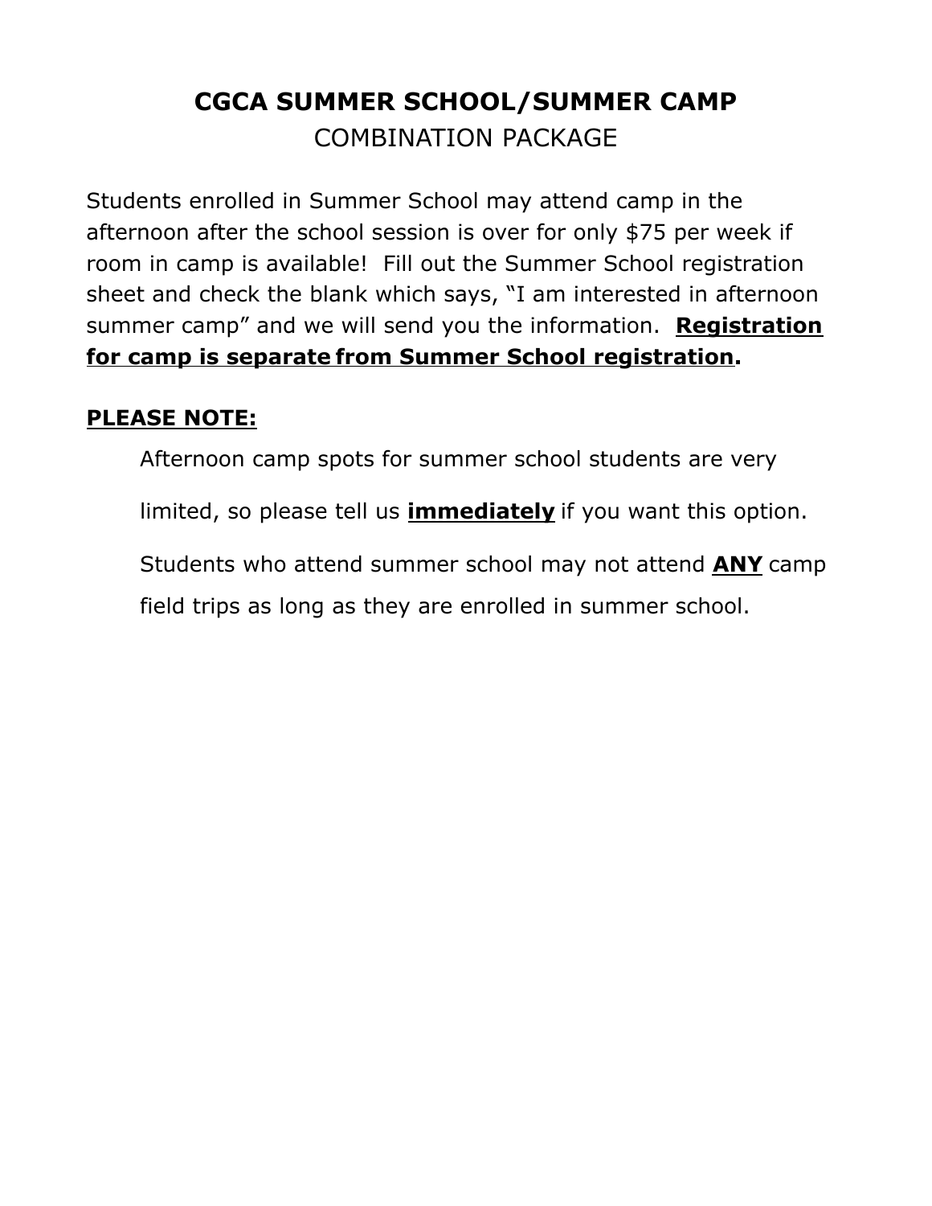# CGCA SUMMER SCHOOL/SUMMER CAMP

## COMBINATION PACKAGE

Students enrolled in Summer School may attend camp in the afternoon after the school session is over for only $75 per week if room in camp is available! Fill out the Summer School registration sheet and check the blank which says, "I am interested in afternoon summer camp" and we will send you the information. **<u>Registration for camp is separate from Summer School registration</u>.**

**<u>PLEASE NOTE:</u>**

Afternoon camp spots for summer school students are very limited, so please tell us **<u>immediately</u>** if you want this option.

Students who attend summer school may not attend **<u>ANY</u>** camp field trips as long as they are enrolled in summer school.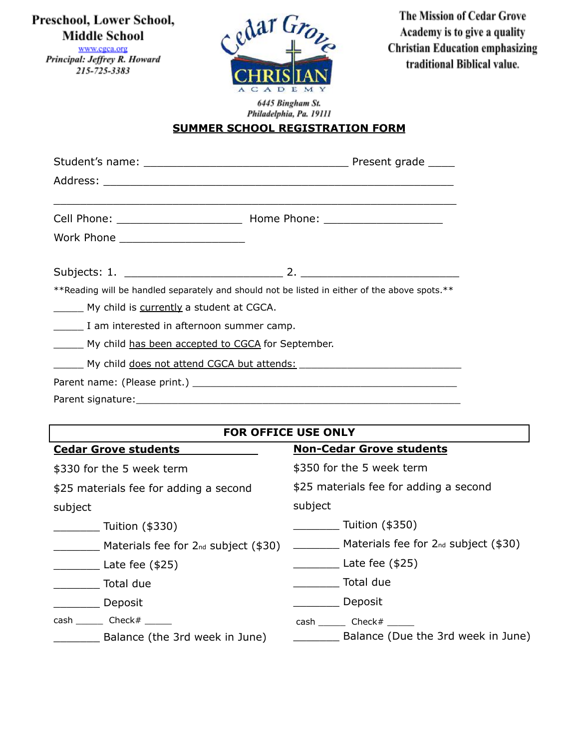Preschool, Lower School, Middle School
www.cgca.org
*Principal: Jeffrey R. Howard*
*215-725-3383*

Cedar Grove Christian Academy

*6445 Bingham St.*
*Philadelphia, Pa. 19111*

The Mission of Cedar Grove Academy is to give a quality Christian Education emphasizing traditional Biblical value.

## SUMMER SCHOOL REGISTRATION FORM

Student's name: ________________________________ Present grade ____

Address: ______________________________________________________

_______________________________________________________________

Cell Phone: ____________________ Home Phone: ___________________

Work Phone ____________________

Subjects: 1. _________________________ 2. _________________________

**Reading will be handled separately and should not be listed in either of the above spots.**

_____ My child is currently a student at CGCA.

_____ I am interested in afternoon summer camp.

_____ My child has been accepted to CGCA for September.

_____ My child does not attend CGCA but attends: _________________________

Parent name: (Please print.) ____________________________________________

Parent signature:______________________________________________________

**FOR OFFICE USE ONLY**

| Cedar Grove students | Non-Cedar Grove students |
|---|---|
| $330 for the 5 week term | $350 for the 5 week term |
| $25 materials fee for adding a second subject | $25 materials fee for adding a second subject |
| _______ Tuition ($330) | _______ Tuition ($350) |
| _______ Materials fee for 2nd subject ($30) | _______ Materials fee for 2nd subject ($30) |
| _______ Late fee ($25) | _______ Late fee ($25) |
| _______ Total due | _______ Total due |
| _______ Deposit | _______ Deposit |
| cash _____ Check# _____ | cash _____ Check# _____ |
| _______ Balance (the 3rd week in June) | _______ Balance (Due the 3rd week in June) |